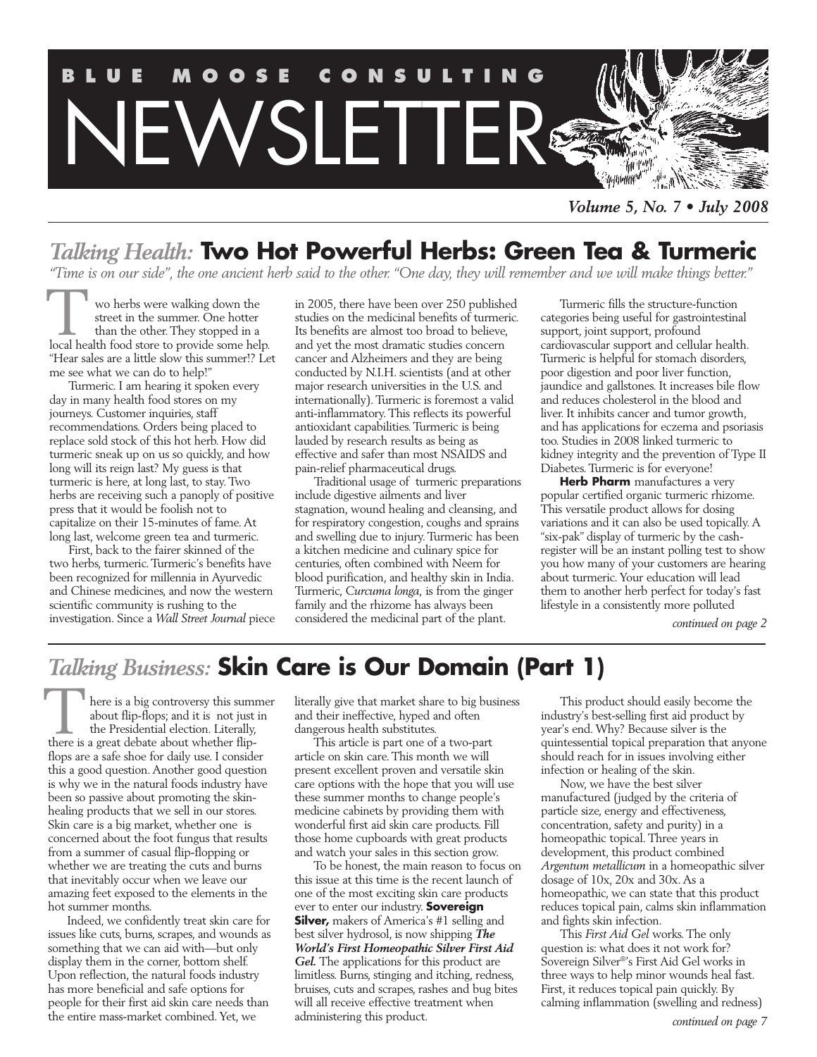# BLUE MOOSE CONSULTING NEWSLETTER

*Volume 5, No. 7 • July 2008*

## *Talking Health:* Two Hot Powerful Herbs: Green Tea & Turmeric

*"Time is on our side", the one ancient herb said to the other. "One day, they will remember and we will make things better."*

Two herbs were walking down the street in the summer. One hotter than the other. They stopped in a local health food store to provide some help. "Hear sales are a little slow this summer!? Let me see what we can do to help!"

Turmeric. I am hearing it spoken every day in many health food stores on my journeys. Customer inquiries, staff recommendations. Orders being placed to replace sold stock of this hot herb. How did turmeric sneak up on us so quickly, and how long will its reign last? My guess is that turmeric is here, at long last, to stay. Two herbs are receiving such a panoply of positive press that it would be foolish not to capitalize on their 15-minutes of fame. At long last, welcome green tea and turmeric.

First, back to the fairer skinned of the two herbs, turmeric. Turmeric's benefits have been recognized for millennia in Ayurvedic and Chinese medicines, and now the western scientific community is rushing to the investigation. Since a *Wall Street Journal* piece in 2005, there have been over 250 published studies on the medicinal benefits of turmeric. Its benefits are almost too broad to believe, and yet the most dramatic studies concern cancer and Alzheimers and they are being conducted by N.I.H. scientists (and at other major research universities in the U.S. and internationally). Turmeric is foremost a valid anti-inflammatory. This reflects its powerful antioxidant capabilities. Turmeric is being lauded by research results as being as effective and safer than most NSAIDS and pain-relief pharmaceutical drugs.

Traditional usage of turmeric preparations include digestive ailments and liver stagnation, wound healing and cleansing, and for respiratory congestion, coughs and sprains and swelling due to injury. Turmeric has been a kitchen medicine and culinary spice for centuries, often combined with Neem for blood purification, and healthy skin in India. Turmeric, *Curcuma longa*, is from the ginger family and the rhizome has always been considered the medicinal part of the plant.

Turmeric fills the structure-function categories being useful for gastrointestinal support, joint support, profound cardiovascular support and cellular health. Turmeric is helpful for stomach disorders, poor digestion and poor liver function, jaundice and gallstones. It increases bile flow and reduces cholesterol in the blood and liver. It inhibits cancer and tumor growth, and has applications for eczema and psoriasis too. Studies in 2008 linked turmeric to kidney integrity and the prevention of Type II Diabetes. Turmeric is for everyone!

**Herb Pharm** manufactures a very popular certified organic turmeric rhizome. This versatile product allows for dosing variations and it can also be used topically. A "six-pak" display of turmeric by the cash-register will be an instant polling test to show you how many of your customers are hearing about turmeric. Your education will lead them to another herb perfect for today's fast lifestyle in a consistently more polluted

*continued on page 2*

## *Talking Business:* Skin Care is Our Domain (Part 1)

There is a big controversy this summer about flip-flops; and it is not just in the Presidential election. Literally, there is a great debate about whether flip-flops are a safe shoe for daily use. I consider this a good question. Another good question is why we in the natural foods industry have been so passive about promoting the skin-healing products that we sell in our stores. Skin care is a big market, whether one is concerned about the foot fungus that results from a summer of casual flip-flopping or whether we are treating the cuts and burns that inevitably occur when we leave our amazing feet exposed to the elements in the hot summer months.

Indeed, we confidently treat skin care for issues like cuts, burns, scrapes, and wounds as something that we can aid with—but only display them in the corner, bottom shelf. Upon reflection, the natural foods industry has more beneficial and safe options for people for their first aid skin care needs than the entire mass-market combined. Yet, we literally give that market share to big business and their ineffective, hyped and often dangerous health substitutes.

This article is part one of a two-part article on skin care. This month we will present excellent proven and versatile skin care options with the hope that you will use these summer months to change people's medicine cabinets by providing them with wonderful first aid skin care products. Fill those home cupboards with great products and watch your sales in this section grow.

To be honest, the main reason to focus on this issue at this time is the recent launch of one of the most exciting skin care products ever to enter our industry. **Sovereign Silver,** makers of America's #1 selling and best silver hydrosol, is now shipping ***The World's First Homeopathic Silver First Aid Gel.*** The applications for this product are limitless. Burns, stinging and itching, redness, bruises, cuts and scrapes, rashes and bug bites will all receive effective treatment when administering this product.

This product should easily become the industry's best-selling first aid product by year's end. Why? Because silver is the quintessential topical preparation that anyone should reach for in issues involving either infection or healing of the skin.

Now, we have the best silver manufactured (judged by the criteria of particle size, energy and effectiveness, concentration, safety and purity) in a homeopathic topical. Three years in development, this product combined *Argentum metallicum* in a homeopathic silver dosage of 10x, 20x and 30x. As a homeopathic, we can state that this product reduces topical pain, calms skin inflammation and fights skin infection.

This *First Aid Gel* works. The only question is: what does it not work for? Sovereign Silver®'s First Aid Gel works in three ways to help minor wounds heal fast. First, it reduces topical pain quickly. By calming inflammation (swelling and redness)

*continued on page 7*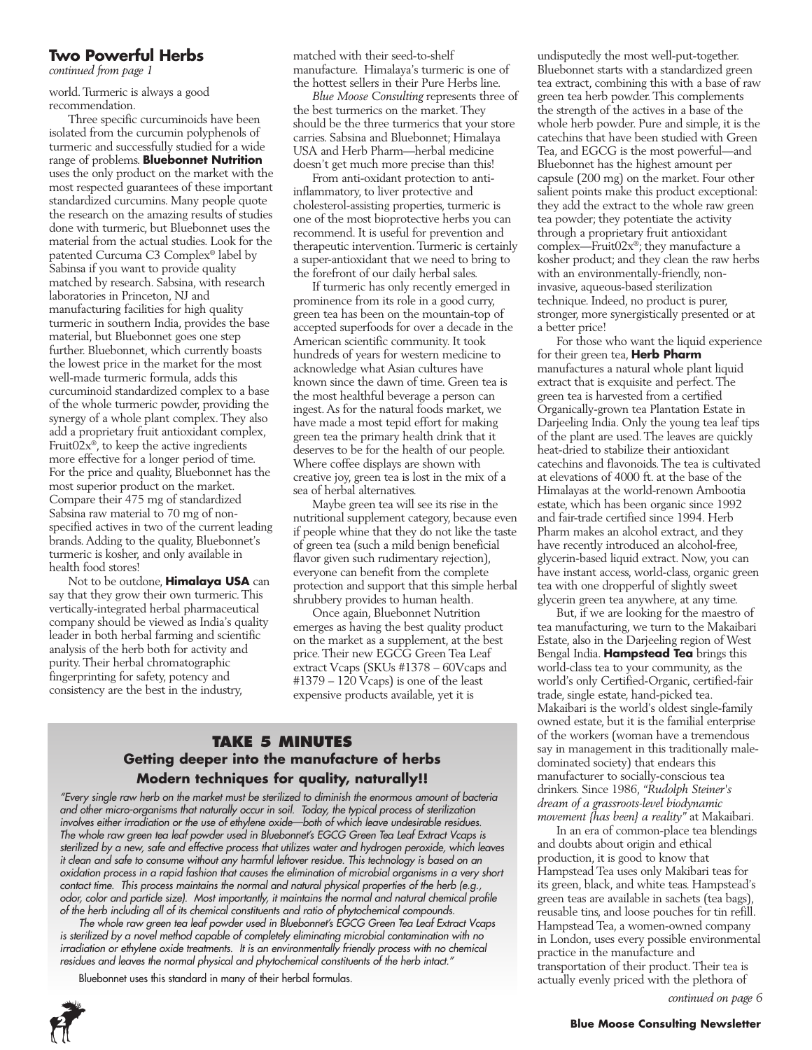## Two Powerful Herbs

*continued from page 1*

world. Turmeric is always a good recommendation.

Three specific curcuminoids have been isolated from the curcumin polyphenols of turmeric and successfully studied for a wide range of problems. **Bluebonnet Nutrition** uses the only product on the market with the most respected guarantees of these important standardized curcumins. Many people quote the research on the amazing results of studies done with turmeric, but Bluebonnet uses the material from the actual studies. Look for the patented Curcuma C3 Complex® label by Sabinsa if you want to provide quality matched by research. Sabsina, with research laboratories in Princeton, NJ and manufacturing facilities for high quality turmeric in southern India, provides the base material, but Bluebonnet goes one step further. Bluebonnet, which currently boasts the lowest price in the market for the most well-made turmeric formula, adds this curcuminoid standardized complex to a base of the whole turmeric powder, providing the synergy of a whole plant complex. They also add a proprietary fruit antioxidant complex, Fruit02x®, to keep the active ingredients more effective for a longer period of time. For the price and quality, Bluebonnet has the most superior product on the market. Compare their 475 mg of standardized Sabsina raw material to 70 mg of non-specified actives in two of the current leading brands. Adding to the quality, Bluebonnet's turmeric is kosher, and only available in health food stores!

Not to be outdone, **Himalaya USA** can say that they grow their own turmeric. This vertically-integrated herbal pharmaceutical company should be viewed as India's quality leader in both herbal farming and scientific analysis of the herb both for activity and purity. Their herbal chromatographic fingerprinting for safety, potency and consistency are the best in the industry, matched with their seed-to-shelf manufacture. Himalaya's turmeric is one of the hottest sellers in their Pure Herbs line.

*Blue Moose Consulting* represents three of the best turmerics on the market. They should be the three turmerics that your store carries. Sabsina and Bluebonnet; Himalaya USA and Herb Pharm—herbal medicine doesn't get much more precise than this!

From anti-oxidant protection to anti-inflammatory, to liver protective and cholesterol-assisting properties, turmeric is one of the most bioprotective herbs you can recommend. It is useful for prevention and therapeutic intervention. Turmeric is certainly a super-antioxidant that we need to bring to the forefront of our daily herbal sales.

If turmeric has only recently emerged in prominence from its role in a good curry, green tea has been on the mountain-top of accepted superfoods for over a decade in the American scientific community. It took hundreds of years for western medicine to acknowledge what Asian cultures have known since the dawn of time. Green tea is the most healthful beverage a person can ingest. As for the natural foods market, we have made a most tepid effort for making green tea the primary health drink that it deserves to be for the health of our people. Where coffee displays are shown with creative joy, green tea is lost in the mix of a sea of herbal alternatives.

Maybe green tea will see its rise in the nutritional supplement category, because even if people whine that they do not like the taste of green tea (such a mild benign beneficial flavor given such rudimentary rejection), everyone can benefit from the complete protection and support that this simple herbal shrubbery provides to human health.

Once again, Bluebonnet Nutrition emerges as having the best quality product on the market as a supplement, at the best price. Their new EGCG Green Tea Leaf extract Vcaps (SKUs #1378 – 60Vcaps and #1379 – 120 Vcaps) is one of the least expensive products available, yet it is undisputedly the most well-put-together. Bluebonnet starts with a standardized green tea extract, combining this with a base of raw green tea herb powder. This complements the strength of the actives in a base of the whole herb powder. Pure and simple, it is the catechins that have been studied with Green Tea, and EGCG is the most powerful—and Bluebonnet has the highest amount per capsule (200 mg) on the market. Four other salient points make this product exceptional: they add the extract to the whole raw green tea powder; they potentiate the activity through a proprietary fruit antioxidant complex—Fruit02x®; they manufacture a kosher product; and they clean the raw herbs with an environmentally-friendly, non-invasive, aqueous-based sterilization technique. Indeed, no product is purer, stronger, more synergistically presented or at a better price!

For those who want the liquid experience for their green tea, **Herb Pharm** manufactures a natural whole plant liquid extract that is exquisite and perfect. The green tea is harvested from a certified Organically-grown tea Plantation Estate in Darjeeling India. Only the young tea leaf tips of the plant are used. The leaves are quickly heat-dried to stabilize their antioxidant catechins and flavonoids. The tea is cultivated at elevations of 4000 ft. at the base of the Himalayas at the world-renown Ambootia estate, which has been organic since 1992 and fair-trade certified since 1994. Herb Pharm makes an alcohol extract, and they have recently introduced an alcohol-free, glycerin-based liquid extract. Now, you can have instant access, world-class, organic green tea with one dropperful of slightly sweet glycerin green tea anywhere, at any time.

But, if we are looking for the maestro of tea manufacturing, we turn to the Makaibari Estate, also in the Darjeeling region of West Bengal India. **Hampstead Tea** brings this world-class tea to your community, as the world's only Certified-Organic, certified-fair trade, single estate, hand-picked tea. Makaibari is the world's oldest single-family owned estate, but it is the familial enterprise of the workers (woman have a tremendous say in management in this traditionally male-dominated society) that endears this manufacturer to socially-conscious tea drinkers. Since 1986, *"Rudolph Steiner's dream of a grassroots-level biodynamic movement {has been} a reality"* at Makaibari.

In an era of common-place tea blendings and doubts about origin and ethical production, it is good to know that Hampstead Tea uses only Makibari teas for its green, black, and white teas. Hampstead's green teas are available in sachets (tea bags), reusable tins, and loose pouches for tin refill. Hampstead Tea, a women-owned company in London, uses every possible environmental practice in the manufacture and transportation of their product. Their tea is actually evenly priced with the plethora of

*continued on page 6*

### TAKE 5 MINUTES

**Getting deeper into the manufacture of herbs**

**Modern techniques for quality, naturally!!**

*"Every single raw herb on the market must be sterilized to diminish the enormous amount of bacteria and other micro-organisms that naturally occur in soil. Today, the typical process of sterilization involves either irradiation or the use of ethylene oxide—both of which leave undesirable residues. The whole raw green tea leaf powder used in Bluebonnet's EGCG Green Tea Leaf Extract Vcaps is sterilized by a new, safe and effective process that utilizes water and hydrogen peroxide, which leaves it clean and safe to consume without any harmful leftover residue. This technology is based on an oxidation process in a rapid fashion that causes the elimination of microbial organisms in a very short contact time. This process maintains the normal and natural physical properties of the herb (e.g., odor, color and particle size). Most importantly, it maintains the normal and natural chemical profile of the herb including all of its chemical constituents and ratio of phytochemical compounds.*

*The whole raw green tea leaf powder used in Bluebonnet's EGCG Green Tea Leaf Extract Vcaps is sterilized by a novel method capable of completely eliminating microbial contamination with no irradiation or ethylene oxide treatments. It is an environmentally friendly process with no chemical residues and leaves the normal physical and phytochemical constituents of the herb intact."*

Bluebonnet uses this standard in many of their herbal formulas.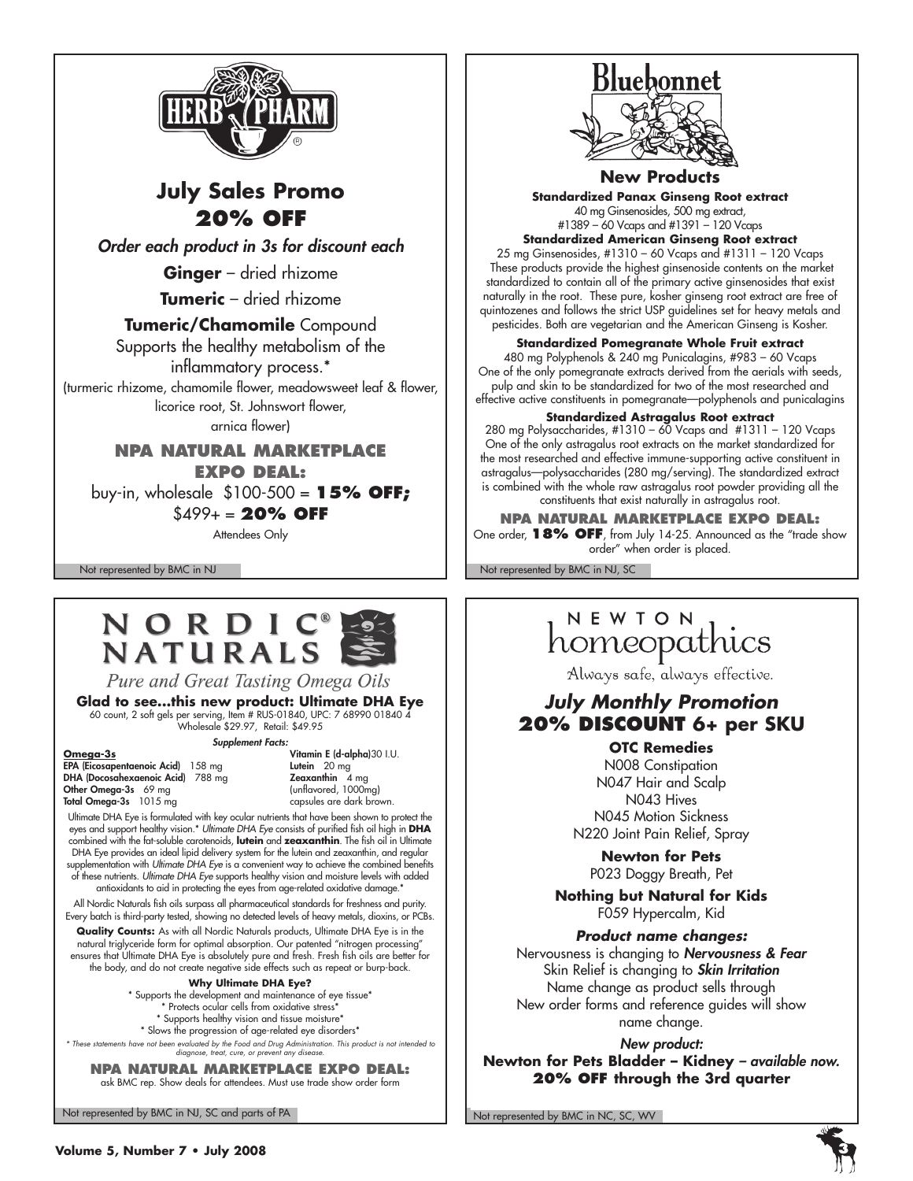# HERB PHARM

## July Sales Promo
## 20% OFF

*Order each product in 3s for discount each*

**Ginger** – dried rhizome

**Tumeric** – dried rhizome

**Tumeric/Chamomile** Compound
Supports the healthy metabolism of the inflammatory process.*
(turmeric rhizome, chamomile flower, meadowsweet leaf & flower, licorice root, St. Johnswort flower, arnica flower)

**NPA NATURAL MARKETPLACE EXPO DEAL:**
buy-in, wholesale $100-500 = **15% OFF;**
$499+ = **20% OFF**
Attendees Only

Not represented by BMC in NJ

# Bluebonnet

## New Products

**Standardized Panax Ginseng Root extract**
40 mg Ginsenosides, 500 mg extract,
#1389 – 60 Vcaps and #1391 – 120 Vcaps

**Standardized American Ginseng Root extract**
25 mg Ginsenosides, #1310 – 60 Vcaps and #1311 – 120 Vcaps
These products provide the highest ginsenoside contents on the market standardized to contain all of the primary active ginsenosides that exist naturally in the root. These pure, kosher ginseng root extract are free of quintozenes and follows the strict USP guidelines set for heavy metals and pesticides. Both are vegetarian and the American Ginseng is Kosher.

**Standardized Pomegranate Whole Fruit extract**
480 mg Polyphenols & 240 mg Punicalagins, #983 – 60 Vcaps
One of the only pomegranate extracts derived from the aerials with seeds, pulp and skin to be standardized for two of the most researched and effective active constituents in pomegranate—polyphenols and punicalagins

**Standardized Astragalus Root extract**
280 mg Polysaccharides, #1310 – 60 Vcaps and #1311 – 120 Vcaps
One of the only astragalus root extracts on the market standardized for the most researched and effective immune-supporting active constituent in astragalus—polysaccharides (280 mg/serving). The standardized extract is combined with the whole raw astragalus root powder providing all the constituents that exist naturally in astragalus root.

**NPA NATURAL MARKETPLACE EXPO DEAL:**
One order, **18% OFF**, from July 14-25. Announced as the "trade show order" when order is placed.

Not represented by BMC in NJ, SC

# NORDIC® NATURALS

*Pure and Great Tasting Omega Oils*

**Glad to see...this new product: Ultimate DHA Eye**
60 count, 2 soft gels per serving, Item # RUS-01840, UPC: 7 68990 01840 4
Wholesale $29.97, Retail: $49.95

*Supplement Facts:*

**Omega-3s**
**EPA (Eicosapentaenoic Acid)** 158 mg
**DHA (Docosahexaenoic Acid)** 788 mg
**Other Omega-3s** 69 mg
**Total Omega-3s** 1015 mg

**Vitamin E (d-alpha)** 30 I.U.
**Lutein** 20 mg
**Zeaxanthin** 4 mg
(unflavored, 1000mg)
capsules are dark brown.

Ultimate DHA Eye is formulated with key ocular nutrients that have been shown to protect the eyes and support healthy vision.* *Ultimate DHA Eye* consists of purified fish oil high in **DHA** combined with the fat-soluble carotenoids, **lutein** and **zeaxanthin**. The fish oil in Ultimate DHA Eye provides an ideal lipid delivery system for the lutein and zeaxanthin, and regular supplementation with *Ultimate DHA Eye* is a convenient way to achieve the combined benefits of these nutrients. *Ultimate DHA Eye* supports healthy vision and moisture levels with added antioxidants to aid in protecting the eyes from age-related oxidative damage.*

All Nordic Naturals fish oils surpass all pharmaceutical standards for freshness and purity. Every batch is third-party tested, showing no detected levels of heavy metals, dioxins, or PCBs.

**Quality Counts:** As with all Nordic Naturals products, Ultimate DHA Eye is in the natural triglyceride form for optimal absorption. Our patented "nitrogen processing" ensures that Ultimate DHA Eye is absolutely pure and fresh. Fresh fish oils are better for the body, and do not create negative side effects such as repeat or burp-back.

**Why Ultimate DHA Eye?**
* Supports the development and maintenance of eye tissue*
* Protects ocular cells from oxidative stress*
* Supports healthy vision and tissue moisture*
* Slows the progression of age-related eye disorders*

*\* These statements have not been evaluated by the Food and Drug Administration. This product is not intended to diagnose, treat, cure, or prevent any disease.*

**NPA NATURAL MARKETPLACE EXPO DEAL:**
ask BMC rep. Show deals for attendees. Must use trade show order form

Not represented by BMC in NJ, SC and parts of PA

# NEWTON homeopathics

Always safe, always effective.

## *July Monthly Promotion*
## 20% DISCOUNT 6+ per SKU

**OTC Remedies**
N008 Constipation
N047 Hair and Scalp
N043 Hives
N045 Motion Sickness
N220 Joint Pain Relief, Spray

**Newton for Pets**
P023 Doggy Breath, Pet

**Nothing but Natural for Kids**
F059 Hypercalm, Kid

***Product name changes:***
Nervousness is changing to ***Nervousness & Fear***
Skin Relief is changing to ***Skin Irritation***
Name change as product sells through
New order forms and reference guides will show name change.

***New product:***
**Newton for Pets Bladder – Kidney** – *available now.*
**20% OFF through the 3rd quarter**

Not represented by BMC in NC, SC, WV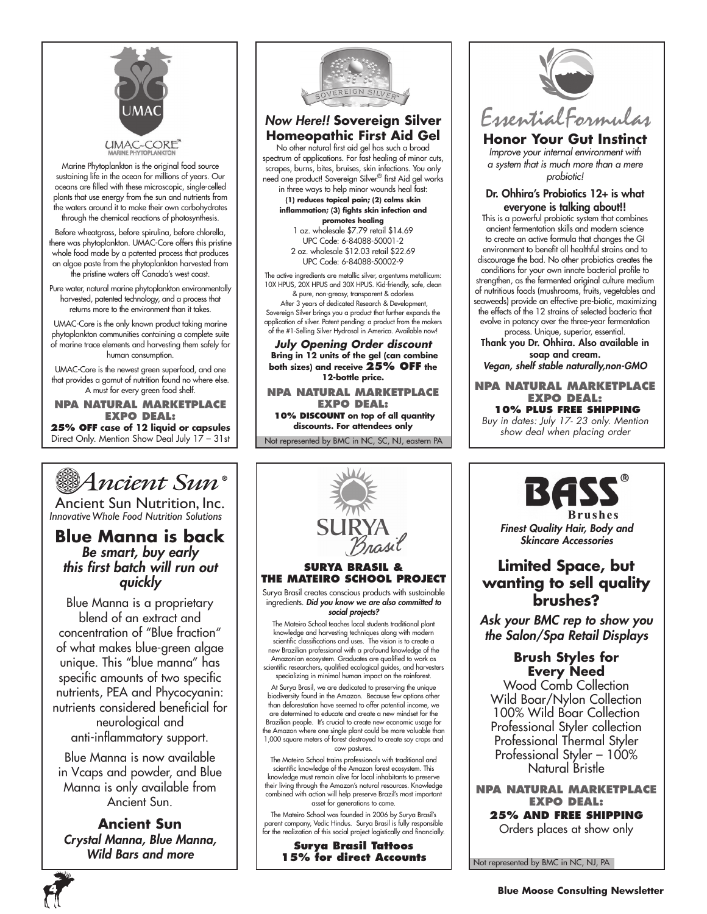UMAC

UMAC-CORE™
MARINE PHYTOPLANKTON

Marine Phytoplankton is the original food source sustaining life in the ocean for millions of years. Our oceans are filled with these microscopic, single-celled plants that use energy from the sun and nutrients from the waters around it to make their own carbohydrates through the chemical reactions of photosynthesis.

Before wheatgrass, before spirulina, before chlorella, there was phytoplankton. UMAC-Core offers this pristine whole food made by a patented process that produces an algae paste from the phytoplankton harvested from the pristine waters off Canada's west coast.

Pure water, natural marine phytoplankton environmentally harvested, patented technology, and a process that returns more to the environment than it takes.

UMAC-Core is the only known product taking marine phytoplankton communities containing a complete suite of marine trace elements and harvesting them safely for human consumption.

UMAC-Core is the newest green superfood, and one that provides a gamut of nutrition found no where else. A must for every green food shelf.

**NPA NATURAL MARKETPLACE EXPO DEAL:**
**25% OFF case of 12 liquid or capsules**
Direct Only. Mention Show Deal July 17 – 31st

---

SOVEREIGN SILVER®

## *Now Here!!* Sovereign Silver Homeopathic First Aid Gel

No other natural first aid gel has such a broad spectrum of applications. For fast healing of minor cuts, scrapes, burns, bites, bruises, skin infections. You only need one product! Sovereign Silver® first Aid gel works in three ways to help minor wounds heal fast: **(1) reduces topical pain; (2) calms skin inflammation; (3) fights skin infection and promotes healing**

1 oz. wholesale $7.79 retail $14.69
UPC Code: 6-84088-50001-2
2 oz. wholesale $12.03 retail $22.69
UPC Code: 6-84088-50002-9

The active ingredients are metallic silver, argentums metallicum: 10X HPUS, 20X HPUS and 30X HPUS. Kid-friendly, safe, clean & pure, non-greasy, transparent & odorless

After 3 years of dedicated Research & Development, Sovereign Silver brings you a product that further expands the application of silver. Patent pending: a product from the makers of the #1-Selling Silver Hydrosol in America. Available now!

***July Opening Order discount***
**Bring in 12 units of the gel (can combine both sizes) and receive 25% OFF the 12-bottle price.**

**NPA NATURAL MARKETPLACE EXPO DEAL:**
**10% DISCOUNT on top of all quantity discounts. For attendees only**

Not represented by BMC in NC, SC, NJ, eastern PA

---

*EssentialFormulas*

## Honor Your Gut Instinct

*Improve your internal environment with a system that is much more than a mere probiotic!*

**Dr. Ohhira's Probiotics 12+ is what everyone is talking about!!**

This is a powerful probiotic system that combines ancient fermentation skills and modern science to create an active formula that changes the GI environment to benefit all healthful strains and to discourage the bad. No other probiotics creates the conditions for your own innate bacterial profile to strengthen, as the fermented original culture medium of nutritious foods (mushrooms, fruits, vegetables and seaweeds) provide an effective pre-biotic, maximizing the effects of the 12 strains of selected bacteria that evolve in potency over the three-year fermentation process. Unique, superior, essential.

**Thank you Dr. Ohhira. Also available in soap and cream.**
***Vegan, shelf stable naturally,non-GMO***

**NPA NATURAL MARKETPLACE EXPO DEAL:**
**10% PLUS FREE SHIPPING**
*Buy in dates: July 17- 23 only. Mention show deal when placing order*

---

*Ancient Sun*®

Ancient Sun Nutrition, Inc.
*Innovative Whole Food Nutrition Solutions*

## Blue Manna is back

***Be smart, buy early this first batch will run out quickly***

Blue Manna is a proprietary blend of an extract and concentration of "Blue fraction" of what makes blue-green algae unique. This "blue manna" has specific amounts of two specific nutrients, PEA and Phycocyanin: nutrients considered beneficial for neurological and anti-inflammatory support.

Blue Manna is now available in Vcaps and powder, and Blue Manna is only available from Ancient Sun.

**Ancient Sun**
***Crystal Manna, Blue Manna, Wild Bars and more***

---

SURYA *Brasil*

## SURYA BRASIL & THE MATEIRO SCHOOL PROJECT

Surya Brasil creates conscious products with sustainable ingredients. ***Did you know we are also committed to social projects?***

The Mateiro School teaches local students traditional plant knowledge and harvesting techniques along with modern scientific classifications and uses. The vision is to create a new Brazilian professional with a profound knowledge of the Amazonian ecosystem. Graduates are qualified to work as scientific researchers, qualified ecological guides, and harvesters specializing in minimal human impact on the rainforest.

At Surya Brasil, we are dedicated to preserving the unique biodiversity found in the Amazon. Because few options other than deforestation have seemed to offer potential income, we are determined to educate and create a new mindset for the Brazilian people. It's crucial to create new economic usage for the Amazon where one single plant could be more valuable than 1,000 square meters of forest destroyed to create soy crops and cow pastures.

The Mateiro School trains professionals with traditional and scientific knowledge of the Amazon forest ecosystem. This knowledge must remain alive for local inhabitants to preserve their living through the Amazon's natural resources. Knowledge combined with action will help preserve Brazil's most important asset for generations to come.

The Mateiro School was founded in 2006 by Surya Brasil's parent company, Vedic Hindus. Surya Brasil is fully responsible for the realization of this social project logistically and financially.

**Surya Brasil Tattoos**
**15% for direct Accounts**

---

BASS®
Brushes

***Finest Quality Hair, Body and Skincare Accessories***

## Limited Space, but wanting to sell quality brushes?

***Ask your BMC rep to show you the Salon/Spa Retail Displays***

**Brush Styles for Every Need**

Wood Comb Collection
Wild Boar/Nylon Collection
100% Wild Boar Collection
Professional Styler collection
Professional Thermal Styler
Professional Styler – 100% Natural Bristle

**NPA NATURAL MARKETPLACE EXPO DEAL:**
**25% AND FREE SHIPPING**
Orders places at show only

Not represented by BMC in NC, NJ, PA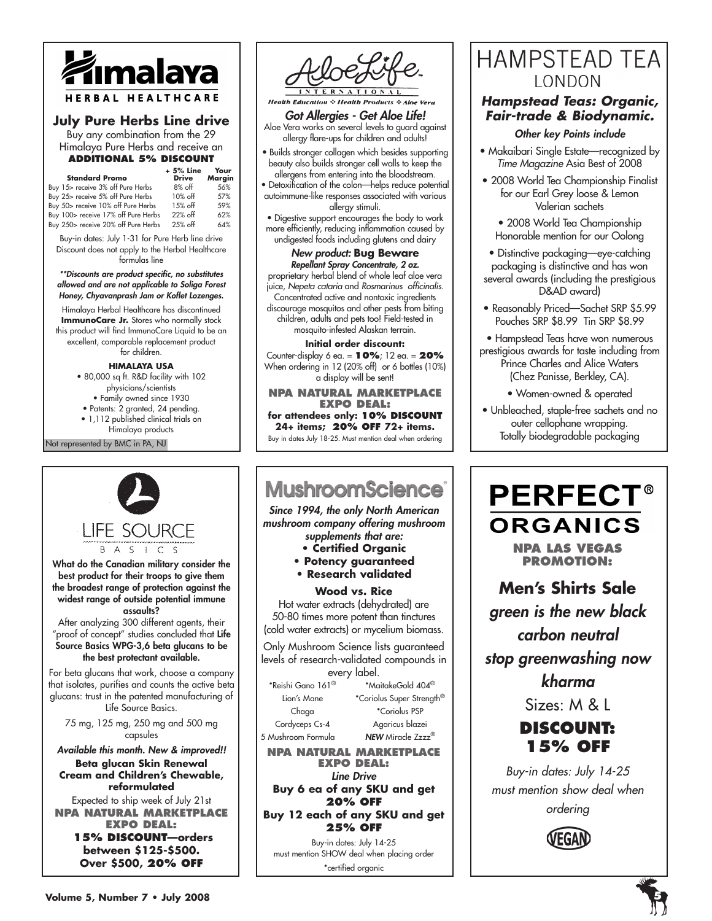# Himalaya HERBAL HEALTHCARE

## July Pure Herbs Line drive

Buy any combination from the 29 Himalaya Pure Herbs and receive an **ADDITIONAL 5% DISCOUNT**

| Standard Promo | + 5% Line Drive | Your Margin |
|---|---|---|
| Buy 15> receive 3% off Pure Herbs | 8% off | 56% |
| Buy 25> receive 5% off Pure Herbs | 10% off | 57% |
| Buy 50> receive 10% off Pure Herbs | 15% off | 59% |
| Buy 100> receive 17% off Pure Herbs | 22% off | 62% |
| Buy 250> receive 20% off Pure Herbs | 25% off | 64% |

Buy-in dates: July 1-31 for Pure Herb line drive Discount does not apply to the Herbal Healthcare formulas line

***Discounts are product specific, no substitutes allowed and are not applicable to Soliga Forest Honey, Chyavanprash Jam or Koflet Lozenges.**

Himalaya Herbal Healthcare has discontinued **ImmunoCare Jr.** Stores who normally stock this product will find ImmunoCare Liquid to be an excellent, comparable replacement product for children.

**HIMALAYA USA**

- 80,000 sq ft. R&D facility with 102 physicians/scientists
- Family owned since 1930
- Patents: 2 granted, 24 pending.
- 1,112 published clinical trials on Himalaya products

Not represented by BMC in PA, NJ

# AloeLife INTERNATIONAL

Health Education ✣ Health Products ✣ Aloe Vera

## *Got Allergies - Get Aloe Life!*

Aloe Vera works on several levels to guard against allergy flare-ups for children and adults!

- Builds stronger collagen which besides supporting beauty also builds stronger cell walls to keep the allergens from entering into the bloodstream.
- Detoxification of the colon—helps reduce potential autoimmune-like responses associated with various allergy stimuli.
- Digestive support encourages the body to work more efficiently, reducing inflammation caused by undigested foods including glutens and dairy

*New product:* **Bug Beware**
***Repellant Spray Concentrate, 2 oz.***
proprietary herbal blend of whole leaf aloe vera juice, *Nepeta cataria* and *Rosmarinus officinalis.* Concentrated active and nontoxic ingredients discourage mosquitos and other pests from biting children, adults and pets too! Field-tested in mosquito-infested Alaskan terrain.

**Initial order discount:**
Counter-display 6 ea. = **10%**; 12 ea. = **20%**
When ordering in 12 (20% off) or 6 bottles (10%) a display will be sent!

**NPA NATURAL MARKETPLACE EXPO DEAL:**
**for attendees only: 10% DISCOUNT 24+ items; 20% OFF 72+ items.**
Buy in dates July 18-25. Must mention deal when ordering

# HAMPSTEAD TEA LONDON

## *Hampstead Teas: Organic, Fair-trade & Biodynamic.*

*Other key Points include*

- Makaibari Single Estate—recognized by *Time Magazine* Asia Best of 2008
- 2008 World Tea Championship Finalist for our Earl Grey loose & Lemon Valerian sachets
- 2008 World Tea Championship Honorable mention for our Oolong
- Distinctive packaging—eye-catching packaging is distinctive and has won several awards (including the prestigious D&AD award)
- Reasonably Priced—Sachet SRP $5.99 Pouches SRP $8.99 Tin SRP $8.99
- Hampstead Teas have won numerous prestigious awards for taste including from Prince Charles and Alice Waters (Chez Panisse, Berkley, CA).
- Women-owned & operated
- Unbleached, staple-free sachets and no outer cellophane wrapping. Totally biodegradable packaging

# LIFE SOURCE BASICS

**What do the Canadian military consider the best product for their troops to give them the broadest range of protection against the widest range of outside potential immune assaults?**

After analyzing 300 different agents, their "proof of concept" studies concluded that **Life Source Basics WPG-3,6 beta glucans to be the best protectant available.**

For beta glucans that work, choose a company that isolates, purifies and counts the active beta glucans: trust in the patented manufacturing of Life Source Basics.

75 mg, 125 mg, 250 mg and 500 mg capsules

*Available this month. New & improved!!*
**Beta glucan Skin Renewal Cream and Children's Chewable, reformulated**

Expected to ship week of July 21st

**NPA NATURAL MARKETPLACE EXPO DEAL:**
**15% DISCOUNT—orders between $125-$500. Over $500, 20% OFF**

# MushroomScience®

*Since 1994, the only North American mushroom company offering mushroom supplements that are:*

- **Certified Organic**
- **Potency guaranteed**
- **Research validated**

**Wood vs. Rice**

Hot water extracts (dehydrated) are 50-80 times more potent than tinctures (cold water extracts) or mycelium biomass.

Only Mushroom Science lists guaranteed levels of research-validated compounds in every label.

| | |
|---|---|
| *Reishi Gano 161® | *MaitakeGold 404® |
| Lion's Mane | *Coriolus Super Strength® |
| Chaga | *Coriolus PSP |
| Cordyceps Cs-4 | Agaricus blazei |
| 5 Mushroom Formula | ***NEW*** Miracle Zzzz® |

**NPA NATURAL MARKETPLACE EXPO DEAL:**
***Line Drive***
**Buy 6 ea of any SKU and get 20% OFF**
**Buy 12 each of any SKU and get 25% OFF**

Buy-in dates: July 14-25
must mention SHOW deal when placing order

*certified organic

# PERFECT® ORGANICS

**NPA LAS VEGAS PROMOTION:**

***Men's Shirts Sale***

*green is the new black*

*carbon neutral*

*stop greenwashing now*

*kharma*

Sizes: M & L

**DISCOUNT: 15% OFF**

*Buy-in dates: July 14-25 must mention show deal when ordering*

VEGAN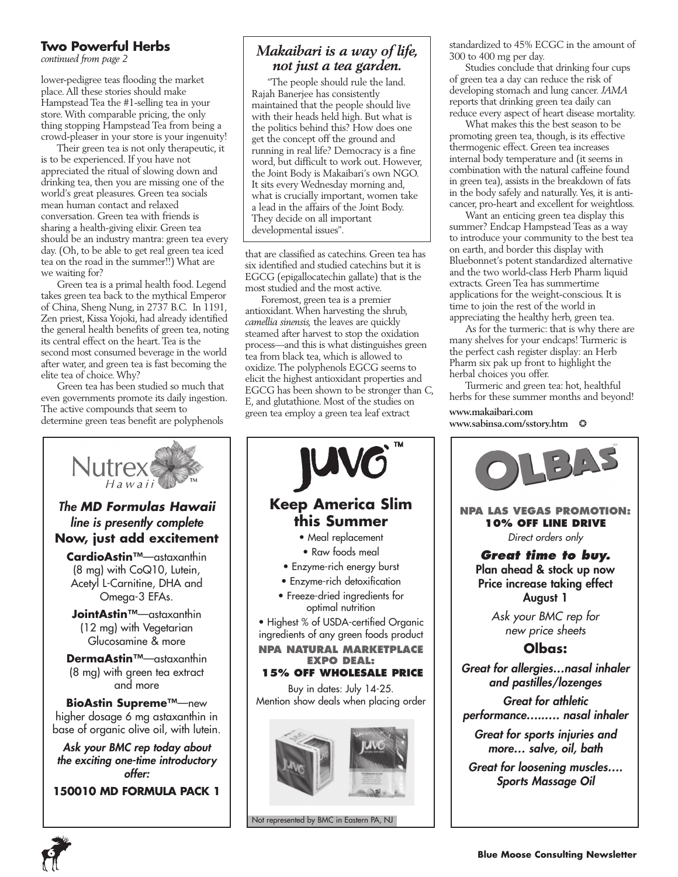## Two Powerful Herbs

*continued from page 2*

lower-pedigree teas flooding the market place. All these stories should make Hampstead Tea the #1-selling tea in your store. With comparable pricing, the only thing stopping Hampstead Tea from being a crowd-pleaser in your store is your ingenuity!

Their green tea is not only therapeutic, it is to be experienced. If you have not appreciated the ritual of slowing down and drinking tea, then you are missing one of the world's great pleasures. Green tea socials mean human contact and relaxed conversation. Green tea with friends is sharing a health-giving elixir. Green tea should be an industry mantra: green tea every day. (Oh, to be able to get real green tea iced tea on the road in the summer!!) What are we waiting for?

Green tea is a primal health food. Legend takes green tea back to the mythical Emperor of China, Sheng Nung, in 2737 B.C. In 1191, Zen priest, Kissa Yojoki, had already identified the general health benefits of green tea, noting its central effect on the heart. Tea is the second most consumed beverage in the world after water, and green tea is fast becoming the elite tea of choice. Why?

Green tea has been studied so much that even governments promote its daily ingestion. The active compounds that seem to determine green teas benefit are polyphenols that are classified as catechins. Green tea has six identified and studied catechins but it is EGCG (epigallocatechin gallate) that is the most studied and the most active.

Foremost, green tea is a premier antioxidant. When harvesting the shrub, *camellia sinensis,* the leaves are quickly steamed after harvest to stop the oxidation process—and this is what distinguishes green tea from black tea, which is allowed to oxidize. The polyphenols EGCG seems to elicit the highest antioxidant properties and EGCG has been shown to be stronger than C, E, and glutathione. Most of the studies on green tea employ a green tea leaf extract standardized to 45% ECGC in the amount of 300 to 400 mg per day.

Studies conclude that drinking four cups of green tea a day can reduce the risk of developing stomach and lung cancer. *JAMA* reports that drinking green tea daily can reduce every aspect of heart disease mortality.

What makes this the best season to be promoting green tea, though, is its effective thermogenic effect. Green tea increases internal body temperature and (it seems in combination with the natural caffeine found in green tea), assists in the breakdown of fats in the body safely and naturally. Yes, it is anti-cancer, pro-heart and excellent for weightloss.

Want an enticing green tea display this summer? Endcap Hampstead Teas as a way to introduce your community to the best tea on earth, and border this display with Bluebonnet's potent standardized alternative and the two world-class Herb Pharm liquid extracts. Green Tea has summertime applications for the weight-conscious. It is time to join the rest of the world in appreciating the healthy herb, green tea.

As for the turmeric: that is why there are many shelves for your endcaps! Turmeric is the perfect cash register display: an Herb Pharm six pak up front to highlight the herbal choices you offer.

Turmeric and green tea: hot, healthful herbs for these summer months and beyond!

**www.makaibari.com**
**www.sabinsa.com/sstory.htm**

---

### *Makaibari is a way of life, not just a tea garden.*

"The people should rule the land. Rajah Banerjee has consistently maintained that the people should live with their heads held high. But what is the politics behind this? How does one get the concept off the ground and running in real life? Democracy is a fine word, but difficult to work out. However, the Joint Body is Makaibari's own NGO. It sits every Wednesday morning and, what is crucially important, women take a lead in the affairs of the Joint Body. They decide on all important developmental issues".

---

Nutrex Hawaii™

***The MD Formulas Hawaii line is presently complete***
**Now, just add excitement**

**CardioAstin™**—astaxanthin (8 mg) with CoQ10, Lutein, Acetyl L-Carnitine, DHA and Omega-3 EFAs.

**JointAstin™**—astaxanthin (12 mg) with Vegetarian Glucosamine & more

**DermaAstin™**—astaxanthin (8 mg) with green tea extract and more

**BioAstin Supreme™**—new higher dosage 6 mg astaxanthin in base of organic olive oil, with lutein.

***Ask your BMC rep today about the exciting one-time introductory offer:***

**150010 MD FORMULA PACK 1**

---

JUVO™

**Keep America Slim this Summer**

- Meal replacement
- Raw foods meal
- Enzyme-rich energy burst
- Enzyme-rich detoxification
- Freeze-dried ingredients for optimal nutrition
- Highest % of USDA-certified Organic ingredients of any green foods product

**NPA NATURAL MARKETPLACE EXPO DEAL:**
**15% OFF WHOLESALE PRICE**

Buy in dates: July 14-25.
Mention show deals when placing order

Not represented by BMC in Eastern PA, NJ

---

OLBAS

**NPA LAS VEGAS PROMOTION:**
**10% OFF LINE DRIVE**
*Direct orders only*

***Great time to buy.***
**Plan ahead & stock up now**
**Price increase taking effect August 1**

*Ask your BMC rep for new price sheets*

**Olbas:**

***Great for allergies…nasal inhaler and pastilles/lozenges***

***Great for athletic performance……… nasal inhaler***

***Great for sports injuries and more… salve, oil, bath***

***Great for loosening muscles…. Sports Massage Oil***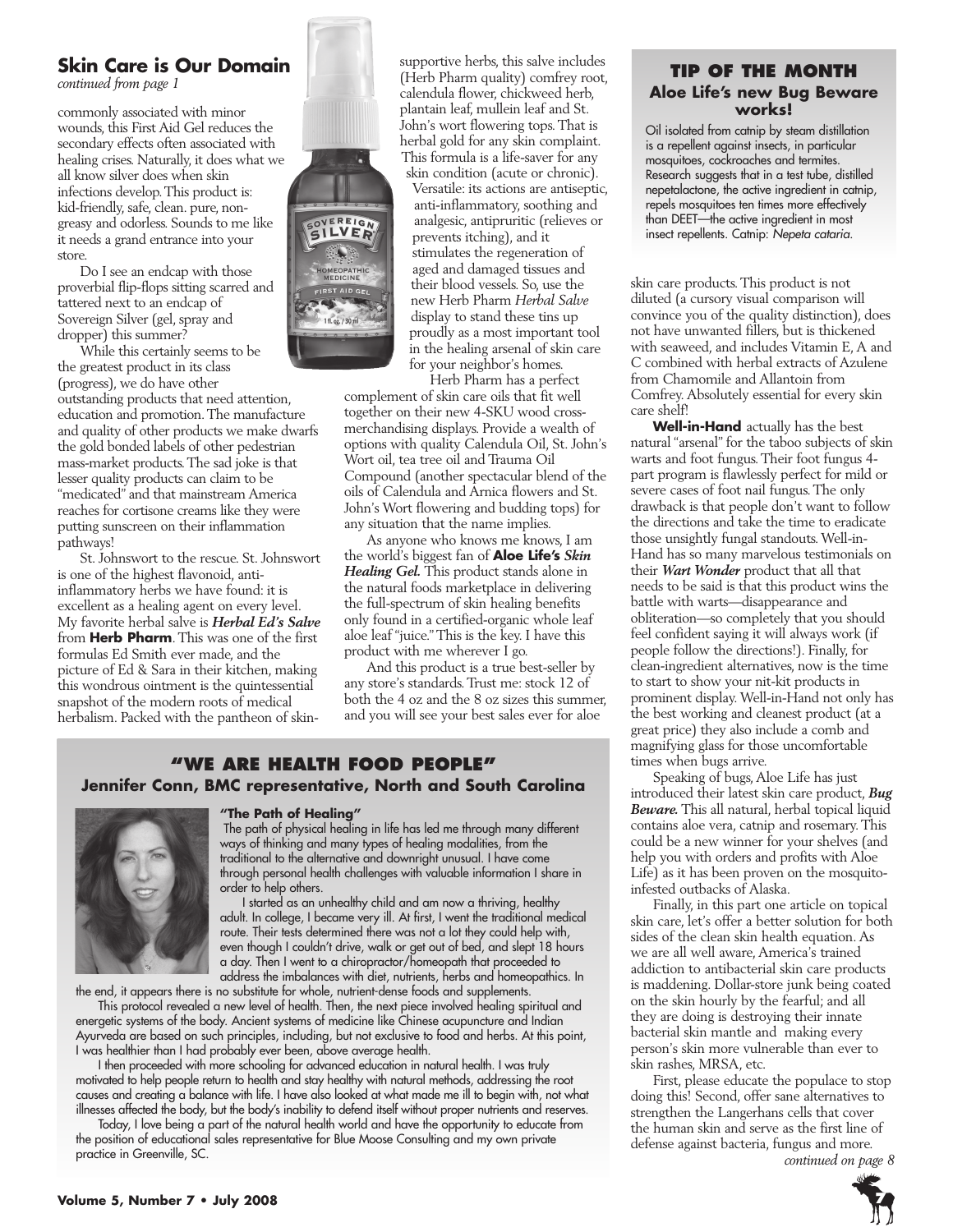## Skin Care is Our Domain

*continued from page 1*

commonly associated with minor wounds, this First Aid Gel reduces the secondary effects often associated with healing crises. Naturally, it does what we all know silver does when skin infections develop. This product is: kid-friendly, safe, clean. pure, non-greasy and odorless. Sounds to me like it needs a grand entrance into your store.

Do I see an endcap with those proverbial flip-flops sitting scarred and tattered next to an endcap of Sovereign Silver (gel, spray and dropper) this summer?

While this certainly seems to be the greatest product in its class (progress), we do have other outstanding products that need attention, education and promotion. The manufacture and quality of other products we make dwarfs the gold bonded labels of other pedestrian mass-market products. The sad joke is that lesser quality products can claim to be "medicated" and that mainstream America reaches for cortisone creams like they were putting sunscreen on their inflammation pathways!

St. Johnswort to the rescue. St. Johnswort is one of the highest flavonoid, anti-inflammatory herbs we have found: it is excellent as a healing agent on every level. My favorite herbal salve is ***Herbal Ed's Salve*** from **Herb Pharm**. This was one of the first formulas Ed Smith ever made, and the picture of Ed & Sara in their kitchen, making this wondrous ointment is the quintessential snapshot of the modern roots of medical herbalism. Packed with the pantheon of skin-supportive herbs, this salve includes (Herb Pharm quality) comfrey root, calendula flower, chickweed herb, plantain leaf, mullein leaf and St. John's wort flowering tops. That is herbal gold for any skin complaint. This formula is a life-saver for any skin condition (acute or chronic). Versatile: its actions are antiseptic, anti-inflammatory, soothing and analgesic, antipruritic (relieves or prevents itching), and it stimulates the regeneration of aged and damaged tissues and their blood vessels. So, use the new Herb Pharm *Herbal Salve* display to stand these tins up proudly as a most important tool in the healing arsenal of skin care for your neighbor's homes.

Herb Pharm has a perfect complement of skin care oils that fit well together on their new 4-SKU wood cross-merchandising displays. Provide a wealth of options with quality Calendula Oil, St. John's Wort oil, tea tree oil and Trauma Oil Compound (another spectacular blend of the oils of Calendula and Arnica flowers and St. John's Wort flowering and budding tops) for any situation that the name implies.

As anyone who knows me knows, I am the world's biggest fan of **Aloe Life's** ***Skin Healing Gel.*** This product stands alone in the natural foods marketplace in delivering the full-spectrum of skin healing benefits only found in a certified-organic whole leaf aloe leaf "juice." This is the key. I have this product with me wherever I go.

And this product is a true best-seller by any store's standards. Trust me: stock 12 of both the 4 oz and the 8 oz sizes this summer, and you will see your best sales ever for aloe skin care products. This product is not diluted (a cursory visual comparison will convince you of the quality distinction), does not have unwanted fillers, but is thickened with seaweed, and includes Vitamin E, A and C combined with herbal extracts of Azulene from Chamomile and Allantoin from Comfrey. Absolutely essential for every skin care shelf!

**Well-in-Hand** actually has the best natural "arsenal" for the taboo subjects of skin warts and foot fungus. Their foot fungus 4-part program is flawlessly perfect for mild or severe cases of foot nail fungus. The only drawback is that people don't want to follow the directions and take the time to eradicate those unsightly fungal standouts. Well-in-Hand has so many marvelous testimonials on their ***Wart Wonder*** product that all that needs to be said is that this product wins the battle with warts—disappearance and obliteration—so completely that you should feel confident saying it will always work (if people follow the directions!). Finally, for clean-ingredient alternatives, now is the time to start to show your nit-kit products in prominent display. Well-in-Hand not only has the best working and cleanest product (at a great price) they also include a comb and magnifying glass for those uncomfortable times when bugs arrive.

Speaking of bugs, Aloe Life has just introduced their latest skin care product, ***Bug Beware.*** This all natural, herbal topical liquid contains aloe vera, catnip and rosemary. This could be a new winner for your shelves (and help you with orders and profits with Aloe Life) as it has been proven on the mosquito-infested outbacks of Alaska.

Finally, in this part one article on topical skin care, let's offer a better solution for both sides of the clean skin health equation. As we are all well aware, America's trained addiction to antibacterial skin care products is maddening. Dollar-store junk being coated on the skin hourly by the fearful; and all they are doing is destroying their innate bacterial skin mantle and making every person's skin more vulnerable than ever to skin rashes, MRSA, etc.

First, please educate the populace to stop doing this! Second, offer sane alternatives to strengthen the Langerhans cells that cover the human skin and serve as the first line of defense against bacteria, fungus and more.

*continued on page 8*

### TIP OF THE MONTH
**Aloe Life's new Bug Beware works!**

Oil isolated from catnip by steam distillation is a repellent against insects, in particular mosquitoes, cockroaches and termites. Research suggests that in a test tube, distilled nepetalactone, the active ingredient in catnip, repels mosquitoes ten times more effectively than DEET—the active ingredient in most insect repellents. Catnip: *Nepeta cataria.*

### "WE ARE HEALTH FOOD PEOPLE"
**Jennifer Conn, BMC representative, North and South Carolina**

**"The Path of Healing"**

The path of physical healing in life has led me through many different ways of thinking and many types of healing modalities, from the traditional to the alternative and downright unusual. I have come through personal health challenges with valuable information I share in order to help others.

I started as an unhealthy child and am now a thriving, healthy adult. In college, I became very ill. At first, I went the traditional medical route. Their tests determined there was not a lot they could help with, even though I couldn't drive, walk or get out of bed, and slept 18 hours a day. Then I went to a chiropractor/homeopath that proceeded to address the imbalances with diet, nutrients, herbs and homeopathics. In the end, it appears there is no substitute for whole, nutrient-dense foods and supplements.

This protocol revealed a new level of health. Then, the next piece involved healing spiritual and energetic systems of the body. Ancient systems of medicine like Chinese acupuncture and Indian Ayurveda are based on such principles, including, but not exclusive to food and herbs. At this point, I was healthier than I had probably ever been, above average health.

I then proceeded with more schooling for advanced education in natural health. I was truly motivated to help people return to health and stay healthy with natural methods, addressing the root causes and creating a balance with life. I have also looked at what made me ill to begin with, not what illnesses affected the body, but the body's inability to defend itself without proper nutrients and reserves.

Today, I love being a part of the natural health world and have the opportunity to educate from the position of educational sales representative for Blue Moose Consulting and my own private practice in Greenville, SC.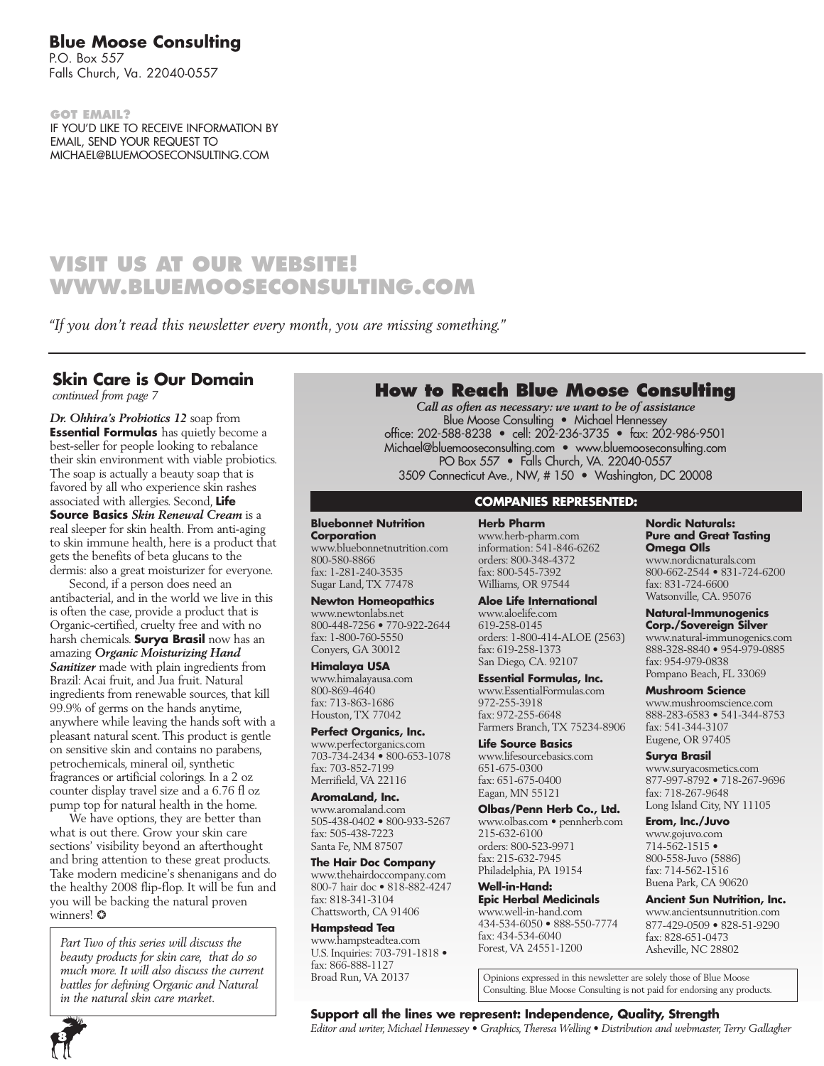**Blue Moose Consulting**
P.O. Box 557
Falls Church, Va. 22040-0557

**GOT EMAIL?**
IF YOU'D LIKE TO RECEIVE INFORMATION BY EMAIL, SEND YOUR REQUEST TO MICHAEL@BLUEMOOSECONSULTING.COM

## VISIT US AT OUR WEBSITE! WWW.BLUEMOOSECONSULTING.COM

*"If you don't read this newsletter every month, you are missing something."*

## Skin Care is Our Domain

*continued from page 7*

***Dr. Ohhira's Probiotics 12*** soap from **Essential Formulas** has quietly become a best-seller for people looking to rebalance their skin environment with viable probiotics. The soap is actually a beauty soap that is favored by all who experience skin rashes associated with allergies. Second, **Life Source Basics** ***Skin Renewal Cream*** is a real sleeper for skin health. From anti-aging to skin immune health, here is a product that gets the benefits of beta glucans to the dermis: also a great moisturizer for everyone.

Second, if a person does need an antibacterial, and in the world we live in this is often the case, provide a product that is Organic-certified, cruelty free and with no harsh chemicals. **Surya Brasil** now has an amazing ***Organic Moisturizing Hand Sanitizer*** made with plain ingredients from Brazil: Acai fruit, and Jua fruit. Natural ingredients from renewable sources, that kill 99.9% of germs on the hands anytime, anywhere while leaving the hands soft with a pleasant natural scent. This product is gentle on sensitive skin and contains no parabens, petrochemicals, mineral oil, synthetic fragrances or artificial colorings. In a 2 oz counter display travel size and a 6.76 fl oz pump top for natural health in the home.

We have options, they are better than what is out there. Grow your skin care sections' visibility beyond an afterthought and bring attention to these great products. Take modern medicine's shenanigans and do the healthy 2008 flip-flop. It will be fun and you will be backing the natural proven winners! ✪

*Part Two of this series will discuss the beauty products for skin care, that do so much more. It will also discuss the current battles for defining Organic and Natural in the natural skin care market.*

## How to Reach Blue Moose Consulting

*Call as often as necessary: we want to be of assistance*
Blue Moose Consulting • Michael Hennessey
office: 202-588-8238 • cell: 202-236-3735 • fax: 202-986-9501
Michael@bluemooseconsulting.com • www.bluemooseconsulting.com
PO Box 557 • Falls Church, VA. 22040-0557
3509 Connecticut Ave., NW, # 150 • Washington, DC 20008

### COMPANIES REPRESENTED:

**Bluebonnet Nutrition Corporation**
www.bluebonnetnutrition.com
800-580-8866
fax: 1-281-240-3535
Sugar Land, TX 77478

**Newton Homeopathics**
www.newtonlabs.net
800-448-7256 • 770-922-2644
fax: 1-800-760-5550
Conyers, GA 30012

**Himalaya USA**
www.himalayausa.com
800-869-4640
fax: 713-863-1686
Houston, TX 77042

**Perfect Organics, Inc.**
www.perfectorganics.com
703-734-2434 • 800-653-1078
fax: 703-852-7199
Merrifield, VA 22116

**AromaLand, Inc.**
www.aromaland.com
505-438-0402 • 800-933-5267
fax: 505-438-7223
Santa Fe, NM 87507

**The Hair Doc Company**
www.thehairdoccompany.com
800-7 hair doc • 818-882-4247
fax: 818-341-3104
Chattsworth, CA 91406

**Hampstead Tea**
www.hampsteadtea.com
U.S. Inquiries: 703-791-1818 •
fax: 866-888-1127
Broad Run, VA 20137

**Herb Pharm**
www.herb-pharm.com
information: 541-846-6262
orders: 800-348-4372
fax: 800-545-7392
Williams, OR 97544

**Aloe Life International**
www.aloelife.com
619-258-0145
orders: 1-800-414-ALOE (2563)
fax: 619-258-1373
San Diego, CA. 92107

**Essential Formulas, Inc.**
www.EssentialFormulas.com
972-255-3918
fax: 972-255-6648
Farmers Branch, TX 75234-8906

**Life Source Basics**
www.lifesourcebasics.com
651-675-0300
fax: 651-675-0400
Eagan, MN 55121

**Olbas/Penn Herb Co., Ltd.**
www.olbas.com • pennherb.com
215-632-6100
orders: 800-523-9971
fax: 215-632-7945
Philadelphia, PA 19154

**Well-in-Hand: Epic Herbal Medicinals**
www.well-in-hand.com
434-534-6050 • 888-550-7774
fax: 434-534-6040
Forest, VA 24551-1200

**Nordic Naturals: Pure and Great Tasting Omega OIls**
www.nordicnaturals.com
800-662-2544 • 831-724-6200
fax: 831-724-6600
Watsonville, CA. 95076

**Natural-Immunogenics Corp./Sovereign Silver**
www.natural-immunogenics.com
888-328-8840 • 954-979-0885
fax: 954-979-0838
Pompano Beach, FL 33069

**Mushroom Science**
www.mushroomscience.com
888-283-6583 • 541-344-8753
fax: 541-344-3107
Eugene, OR 97405

**Surya Brasil**
www.suryacosmetics.com
877-997-8792 • 718-267-9696
fax: 718-267-9648
Long Island City, NY 11105

**Erom, Inc./Juvo**
www.gojuvo.com
714-562-1515 •
800-558-Juvo (5886)
fax: 714-562-1516
Buena Park, CA 90620

**Ancient Sun Nutrition, Inc.**
www.ancientsunnutrition.com
877-429-0509 • 828-51-9290
fax: 828-651-0473
Asheville, NC 28802

Opinions expressed in this newsletter are solely those of Blue Moose Consulting. Blue Moose Consulting is not paid for endorsing any products.

**Support all the lines we represent: Independence, Quality, Strength**
*Editor and writer, Michael Hennessey • Graphics, Theresa Welling • Distribution and webmaster, Terry Gallagher*